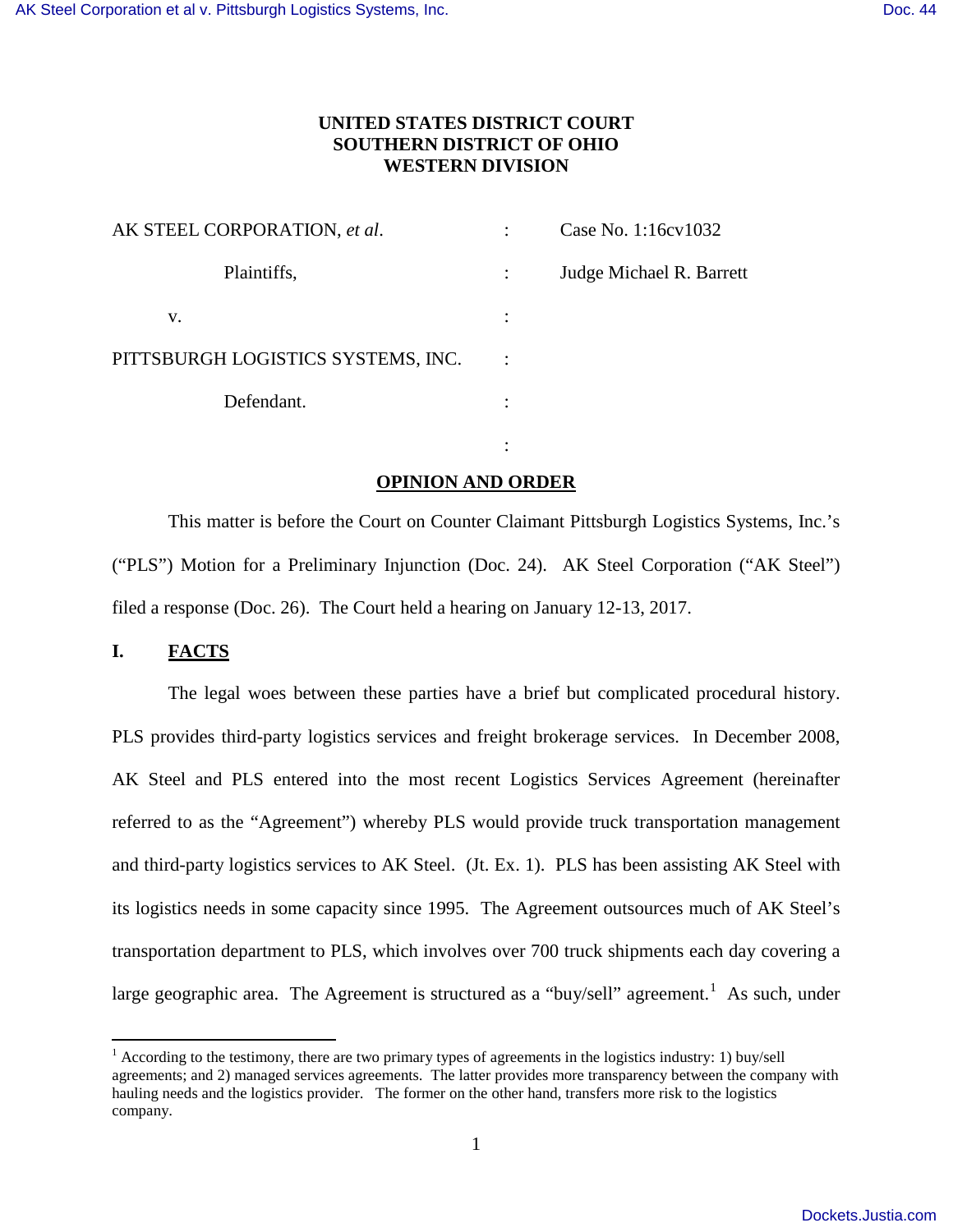**UNITED STATES DISTRICT COURT**
**SOUTHERN DISTRICT OF OHIO**
**WESTERN DIVISION**

| | | |
|---|---|---|
| AK STEEL CORPORATION, *et al*. | : | Case No. 1:16cv1032 |
| Plaintiffs, | : | Judge Michael R. Barrett |
| v. | : | |
| PITTSBURGH LOGISTICS SYSTEMS, INC. | : | |
| Defendant. | : | |
| | : | |

**OPINION AND ORDER**

This matter is before the Court on Counter Claimant Pittsburgh Logistics Systems, Inc.'s ("PLS") Motion for a Preliminary Injunction (Doc. 24). AK Steel Corporation ("AK Steel") filed a response (Doc. 26). The Court held a hearing on January 12-13, 2017.

## I. FACTS

The legal woes between these parties have a brief but complicated procedural history. PLS provides third-party logistics services and freight brokerage services. In December 2008, AK Steel and PLS entered into the most recent Logistics Services Agreement (hereinafter referred to as the "Agreement") whereby PLS would provide truck transportation management and third-party logistics services to AK Steel. (Jt. Ex. 1). PLS has been assisting AK Steel with its logistics needs in some capacity since 1995. The Agreement outsources much of AK Steel's transportation department to PLS, which involves over 700 truck shipments each day covering a large geographic area. The Agreement is structured as a "buy/sell" agreement.[1] As such, under

[1] According to the testimony, there are two primary types of agreements in the logistics industry: 1) buy/sell agreements; and 2) managed services agreements. The latter provides more transparency between the company with hauling needs and the logistics provider. The former on the other hand, transfers more risk to the logistics company.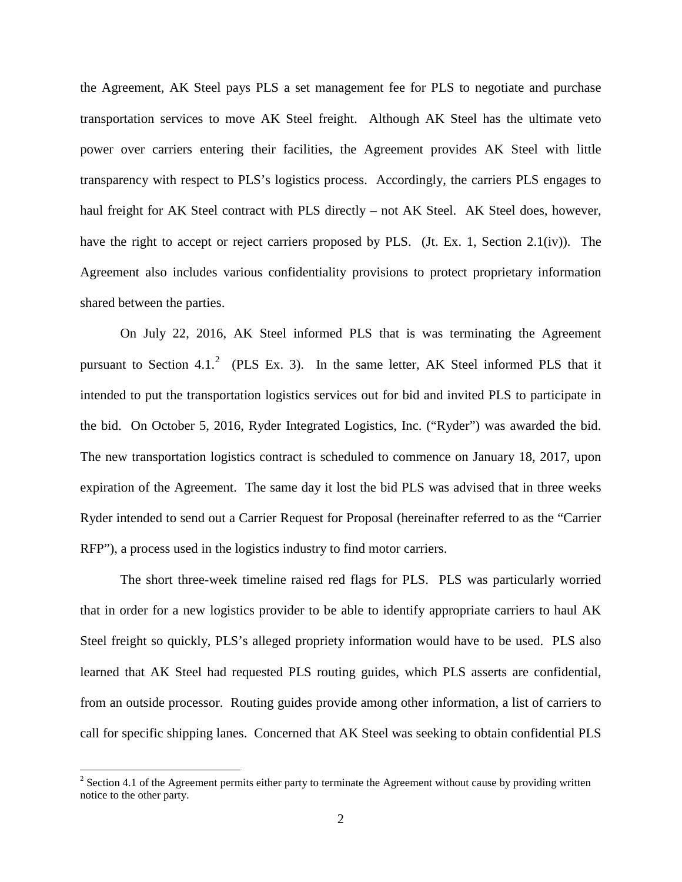the Agreement, AK Steel pays PLS a set management fee for PLS to negotiate and purchase transportation services to move AK Steel freight. Although AK Steel has the ultimate veto power over carriers entering their facilities, the Agreement provides AK Steel with little transparency with respect to PLS's logistics process. Accordingly, the carriers PLS engages to haul freight for AK Steel contract with PLS directly – not AK Steel. AK Steel does, however, have the right to accept or reject carriers proposed by PLS. (Jt. Ex. 1, Section 2.1(iv)). The Agreement also includes various confidentiality provisions to protect proprietary information shared between the parties.

On July 22, 2016, AK Steel informed PLS that is was terminating the Agreement pursuant to Section 4.1.[2] (PLS Ex. 3). In the same letter, AK Steel informed PLS that it intended to put the transportation logistics services out for bid and invited PLS to participate in the bid. On October 5, 2016, Ryder Integrated Logistics, Inc. ("Ryder") was awarded the bid. The new transportation logistics contract is scheduled to commence on January 18, 2017, upon expiration of the Agreement. The same day it lost the bid PLS was advised that in three weeks Ryder intended to send out a Carrier Request for Proposal (hereinafter referred to as the "Carrier RFP"), a process used in the logistics industry to find motor carriers.

The short three-week timeline raised red flags for PLS. PLS was particularly worried that in order for a new logistics provider to be able to identify appropriate carriers to haul AK Steel freight so quickly, PLS's alleged propriety information would have to be used. PLS also learned that AK Steel had requested PLS routing guides, which PLS asserts are confidential, from an outside processor. Routing guides provide among other information, a list of carriers to call for specific shipping lanes. Concerned that AK Steel was seeking to obtain confidential PLS

[2] Section 4.1 of the Agreement permits either party to terminate the Agreement without cause by providing written notice to the other party.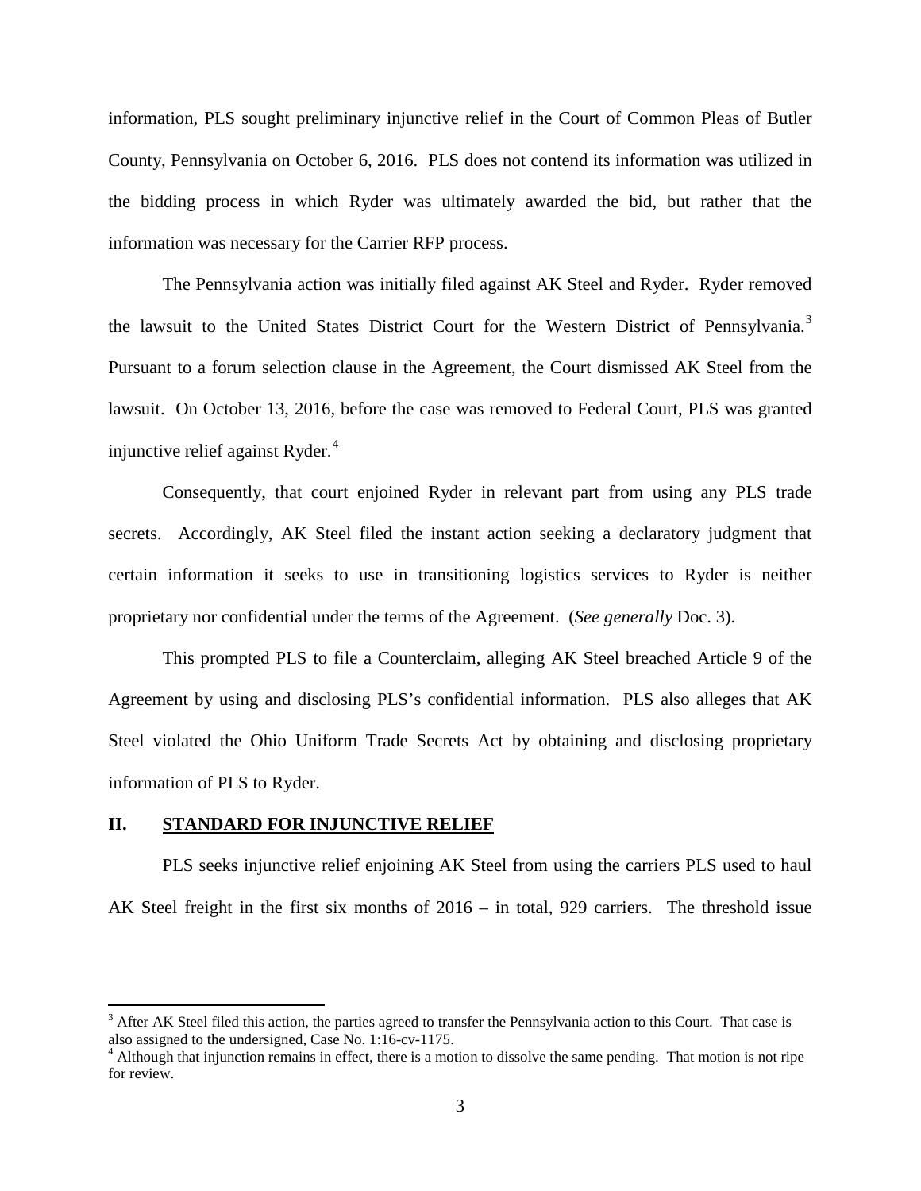information, PLS sought preliminary injunctive relief in the Court of Common Pleas of Butler County, Pennsylvania on October 6, 2016. PLS does not contend its information was utilized in the bidding process in which Ryder was ultimately awarded the bid, but rather that the information was necessary for the Carrier RFP process.

The Pennsylvania action was initially filed against AK Steel and Ryder. Ryder removed the lawsuit to the United States District Court for the Western District of Pennsylvania.[3] Pursuant to a forum selection clause in the Agreement, the Court dismissed AK Steel from the lawsuit. On October 13, 2016, before the case was removed to Federal Court, PLS was granted injunctive relief against Ryder.[4]

Consequently, that court enjoined Ryder in relevant part from using any PLS trade secrets. Accordingly, AK Steel filed the instant action seeking a declaratory judgment that certain information it seeks to use in transitioning logistics services to Ryder is neither proprietary nor confidential under the terms of the Agreement. (*See generally* Doc. 3).

This prompted PLS to file a Counterclaim, alleging AK Steel breached Article 9 of the Agreement by using and disclosing PLS's confidential information. PLS also alleges that AK Steel violated the Ohio Uniform Trade Secrets Act by obtaining and disclosing proprietary information of PLS to Ryder.

## II. STANDARD FOR INJUNCTIVE RELIEF

PLS seeks injunctive relief enjoining AK Steel from using the carriers PLS used to haul AK Steel freight in the first six months of 2016 – in total, 929 carriers. The threshold issue

---

[3] After AK Steel filed this action, the parties agreed to transfer the Pennsylvania action to this Court. That case is also assigned to the undersigned, Case No. 1:16-cv-1175.

[4] Although that injunction remains in effect, there is a motion to dissolve the same pending. That motion is not ripe for review.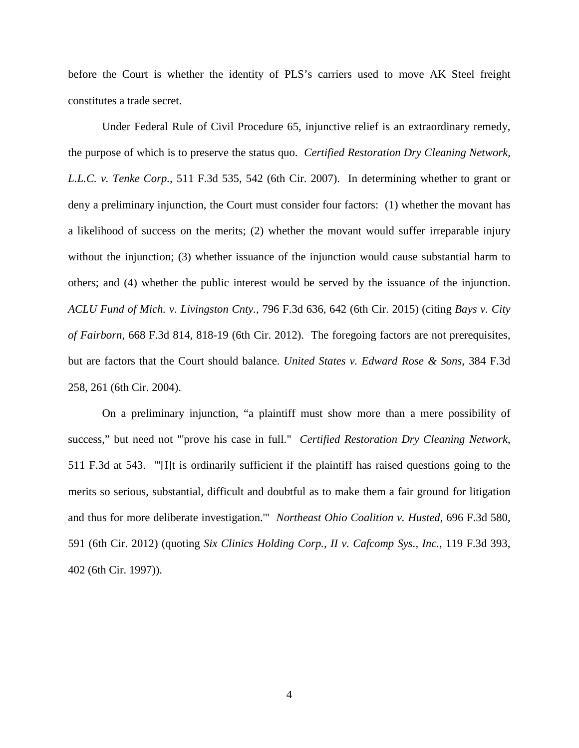before the Court is whether the identity of PLS's carriers used to move AK Steel freight constitutes a trade secret.

Under Federal Rule of Civil Procedure 65, injunctive relief is an extraordinary remedy, the purpose of which is to preserve the status quo. *Certified Restoration Dry Cleaning Network, L.L.C. v. Tenke Corp.*, 511 F.3d 535, 542 (6th Cir. 2007). In determining whether to grant or deny a preliminary injunction, the Court must consider four factors: (1) whether the movant has a likelihood of success on the merits; (2) whether the movant would suffer irreparable injury without the injunction; (3) whether issuance of the injunction would cause substantial harm to others; and (4) whether the public interest would be served by the issuance of the injunction. *ACLU Fund of Mich. v. Livingston Cnty.*, 796 F.3d 636, 642 (6th Cir. 2015) (citing *Bays v. City of Fairborn*, 668 F.3d 814, 818-19 (6th Cir. 2012). The foregoing factors are not prerequisites, but are factors that the Court should balance. *United States v. Edward Rose & Sons*, 384 F.3d 258, 261 (6th Cir. 2004).

On a preliminary injunction, "a plaintiff must show more than a mere possibility of success," but need not "'prove his case in full." *Certified Restoration Dry Cleaning Network*, 511 F.3d at 543. "'[I]t is ordinarily sufficient if the plaintiff has raised questions going to the merits so serious, substantial, difficult and doubtful as to make them a fair ground for litigation and thus for more deliberate investigation.'" *Northeast Ohio Coalition v. Husted*, 696 F.3d 580, 591 (6th Cir. 2012) (quoting *Six Clinics Holding Corp., II v. Cafcomp Sys., Inc.*, 119 F.3d 393, 402 (6th Cir. 1997)).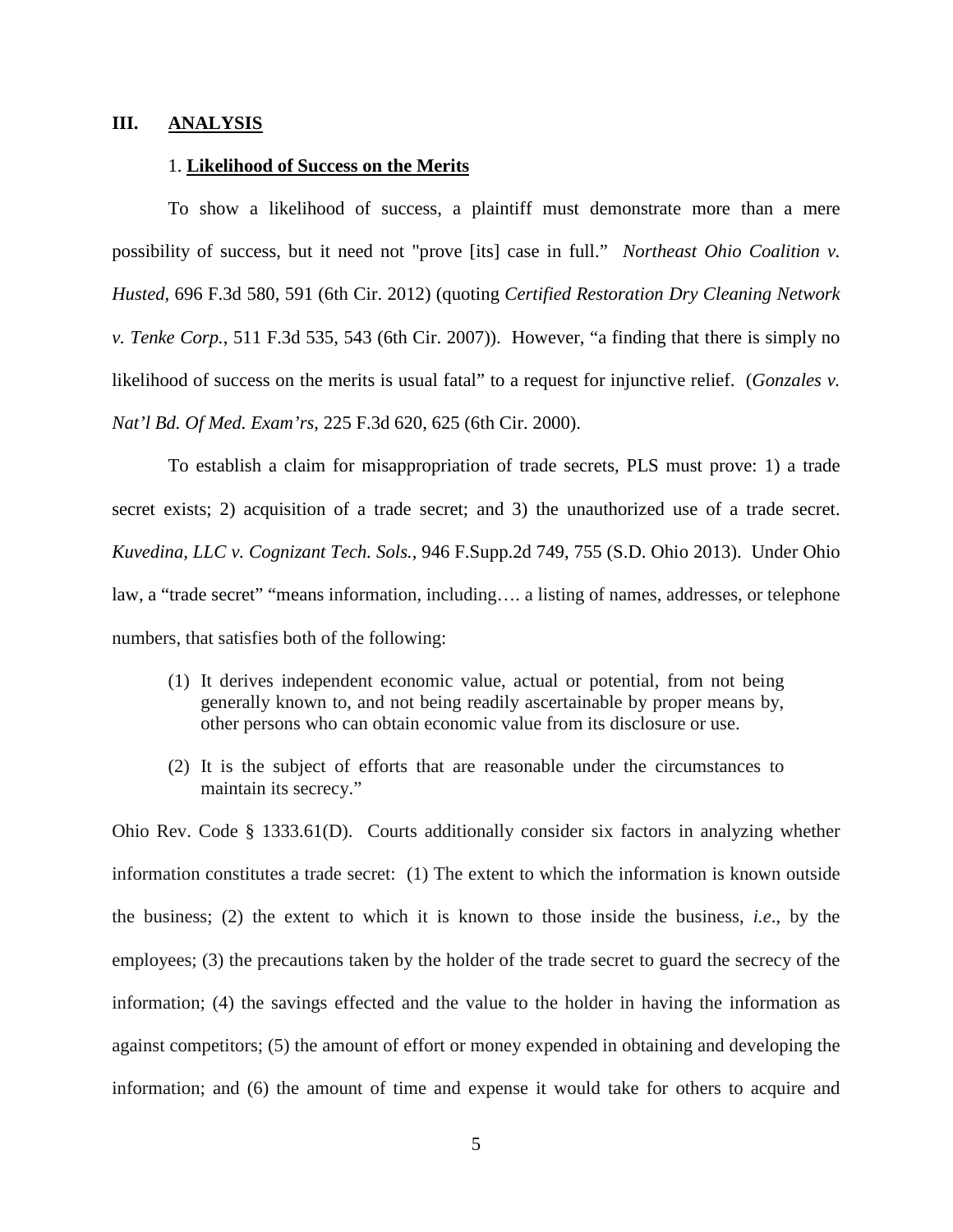## III. ANALYSIS

### 1. Likelihood of Success on the Merits

To show a likelihood of success, a plaintiff must demonstrate more than a mere possibility of success, but it need not "prove [its] case in full." *Northeast Ohio Coalition v. Husted*, 696 F.3d 580, 591 (6th Cir. 2012) (quoting *Certified Restoration Dry Cleaning Network v. Tenke Corp.*, 511 F.3d 535, 543 (6th Cir. 2007)). However, "a finding that there is simply no likelihood of success on the merits is usual fatal" to a request for injunctive relief. (*Gonzales v. Nat'l Bd. Of Med. Exam'rs*, 225 F.3d 620, 625 (6th Cir. 2000).

To establish a claim for misappropriation of trade secrets, PLS must prove: 1) a trade secret exists; 2) acquisition of a trade secret; and 3) the unauthorized use of a trade secret. *Kuvedina, LLC v. Cognizant Tech. Sols.*, 946 F.Supp.2d 749, 755 (S.D. Ohio 2013). Under Ohio law, a "trade secret" "means information, including…. a listing of names, addresses, or telephone numbers, that satisfies both of the following:

> (1) It derives independent economic value, actual or potential, from not being generally known to, and not being readily ascertainable by proper means by, other persons who can obtain economic value from its disclosure or use.
>
> (2) It is the subject of efforts that are reasonable under the circumstances to maintain its secrecy."

Ohio Rev. Code § 1333.61(D). Courts additionally consider six factors in analyzing whether information constitutes a trade secret: (1) The extent to which the information is known outside the business; (2) the extent to which it is known to those inside the business, *i.e*., by the employees; (3) the precautions taken by the holder of the trade secret to guard the secrecy of the information; (4) the savings effected and the value to the holder in having the information as against competitors; (5) the amount of effort or money expended in obtaining and developing the information; and (6) the amount of time and expense it would take for others to acquire and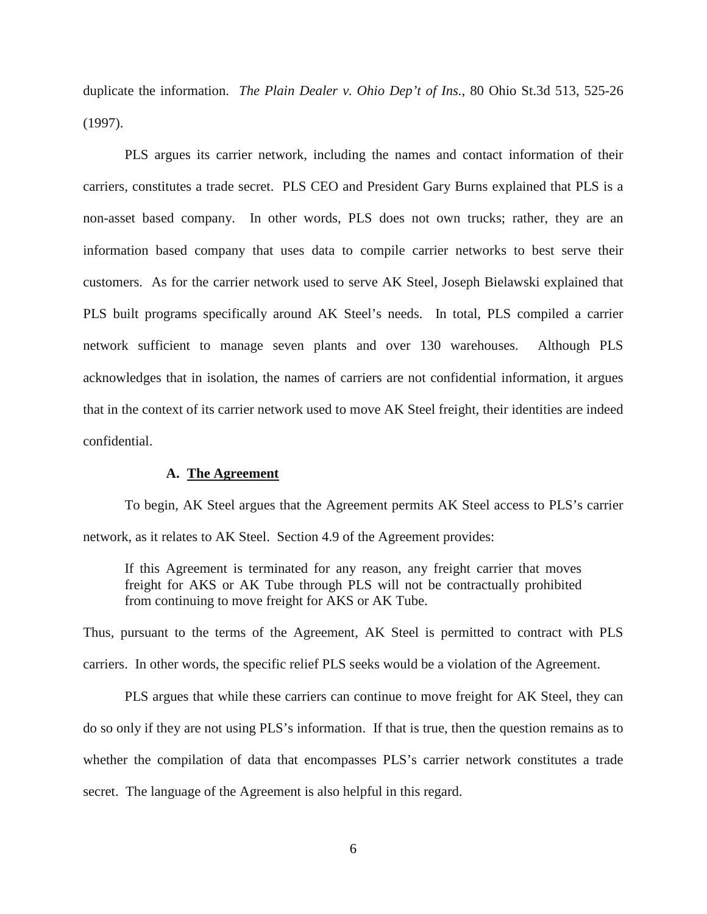duplicate the information. *The Plain Dealer v. Ohio Dep't of Ins.*, 80 Ohio St.3d 513, 525-26 (1997).

PLS argues its carrier network, including the names and contact information of their carriers, constitutes a trade secret. PLS CEO and President Gary Burns explained that PLS is a non-asset based company. In other words, PLS does not own trucks; rather, they are an information based company that uses data to compile carrier networks to best serve their customers. As for the carrier network used to serve AK Steel, Joseph Bielawski explained that PLS built programs specifically around AK Steel's needs. In total, PLS compiled a carrier network sufficient to manage seven plants and over 130 warehouses. Although PLS acknowledges that in isolation, the names of carriers are not confidential information, it argues that in the context of its carrier network used to move AK Steel freight, their identities are indeed confidential.

### A. <u>The Agreement</u>

To begin, AK Steel argues that the Agreement permits AK Steel access to PLS's carrier network, as it relates to AK Steel. Section 4.9 of the Agreement provides:

> If this Agreement is terminated for any reason, any freight carrier that moves freight for AKS or AK Tube through PLS will not be contractually prohibited from continuing to move freight for AKS or AK Tube.

Thus, pursuant to the terms of the Agreement, AK Steel is permitted to contract with PLS carriers. In other words, the specific relief PLS seeks would be a violation of the Agreement.

PLS argues that while these carriers can continue to move freight for AK Steel, they can do so only if they are not using PLS's information. If that is true, then the question remains as to whether the compilation of data that encompasses PLS's carrier network constitutes a trade secret. The language of the Agreement is also helpful in this regard.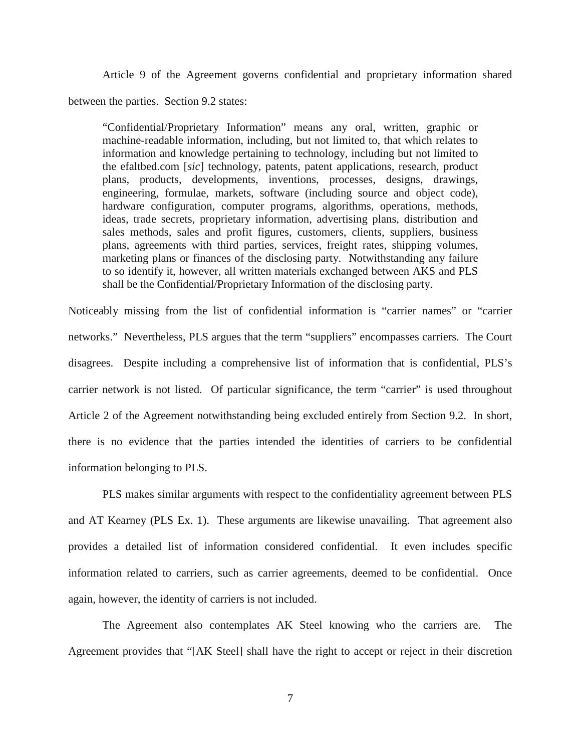Article 9 of the Agreement governs confidential and proprietary information shared between the parties. Section 9.2 states:

> "Confidential/Proprietary Information" means any oral, written, graphic or machine-readable information, including, but not limited to, that which relates to information and knowledge pertaining to technology, including but not limited to the efaltbed.com [*sic*] technology, patents, patent applications, research, product plans, products, developments, inventions, processes, designs, drawings, engineering, formulae, markets, software (including source and object code), hardware configuration, computer programs, algorithms, operations, methods, ideas, trade secrets, proprietary information, advertising plans, distribution and sales methods, sales and profit figures, customers, clients, suppliers, business plans, agreements with third parties, services, freight rates, shipping volumes, marketing plans or finances of the disclosing party. Notwithstanding any failure to so identify it, however, all written materials exchanged between AKS and PLS shall be the Confidential/Proprietary Information of the disclosing party.

Noticeably missing from the list of confidential information is "carrier names" or "carrier networks." Nevertheless, PLS argues that the term "suppliers" encompasses carriers. The Court disagrees. Despite including a comprehensive list of information that is confidential, PLS's carrier network is not listed. Of particular significance, the term "carrier" is used throughout Article 2 of the Agreement notwithstanding being excluded entirely from Section 9.2. In short, there is no evidence that the parties intended the identities of carriers to be confidential information belonging to PLS.

PLS makes similar arguments with respect to the confidentiality agreement between PLS and AT Kearney (PLS Ex. 1). These arguments are likewise unavailing. That agreement also provides a detailed list of information considered confidential. It even includes specific information related to carriers, such as carrier agreements, deemed to be confidential. Once again, however, the identity of carriers is not included.

The Agreement also contemplates AK Steel knowing who the carriers are. The Agreement provides that "[AK Steel] shall have the right to accept or reject in their discretion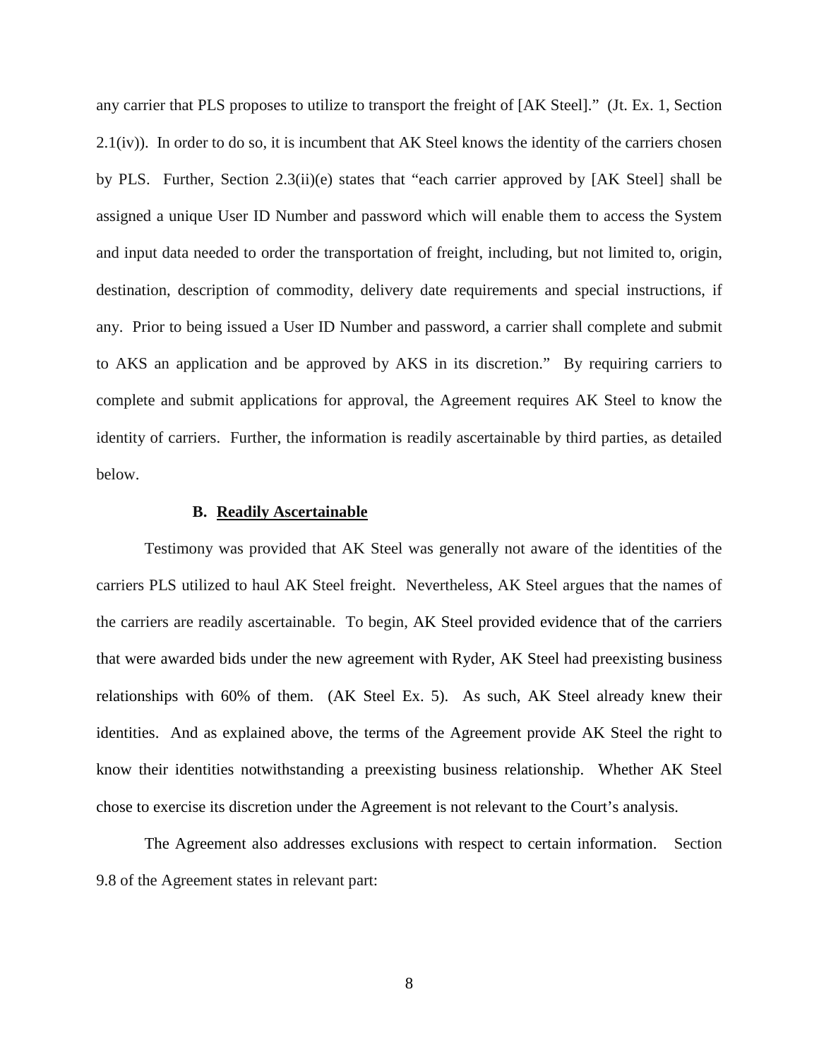any carrier that PLS proposes to utilize to transport the freight of [AK Steel]." (Jt. Ex. 1, Section 2.1(iv)). In order to do so, it is incumbent that AK Steel knows the identity of the carriers chosen by PLS. Further, Section 2.3(ii)(e) states that "each carrier approved by [AK Steel] shall be assigned a unique User ID Number and password which will enable them to access the System and input data needed to order the transportation of freight, including, but not limited to, origin, destination, description of commodity, delivery date requirements and special instructions, if any. Prior to being issued a User ID Number and password, a carrier shall complete and submit to AKS an application and be approved by AKS in its discretion." By requiring carriers to complete and submit applications for approval, the Agreement requires AK Steel to know the identity of carriers. Further, the information is readily ascertainable by third parties, as detailed below.

### B. <u>Readily Ascertainable</u>

Testimony was provided that AK Steel was generally not aware of the identities of the carriers PLS utilized to haul AK Steel freight. Nevertheless, AK Steel argues that the names of the carriers are readily ascertainable. To begin, AK Steel provided evidence that of the carriers that were awarded bids under the new agreement with Ryder, AK Steel had preexisting business relationships with 60% of them. (AK Steel Ex. 5). As such, AK Steel already knew their identities. And as explained above, the terms of the Agreement provide AK Steel the right to know their identities notwithstanding a preexisting business relationship. Whether AK Steel chose to exercise its discretion under the Agreement is not relevant to the Court's analysis.

The Agreement also addresses exclusions with respect to certain information. Section 9.8 of the Agreement states in relevant part: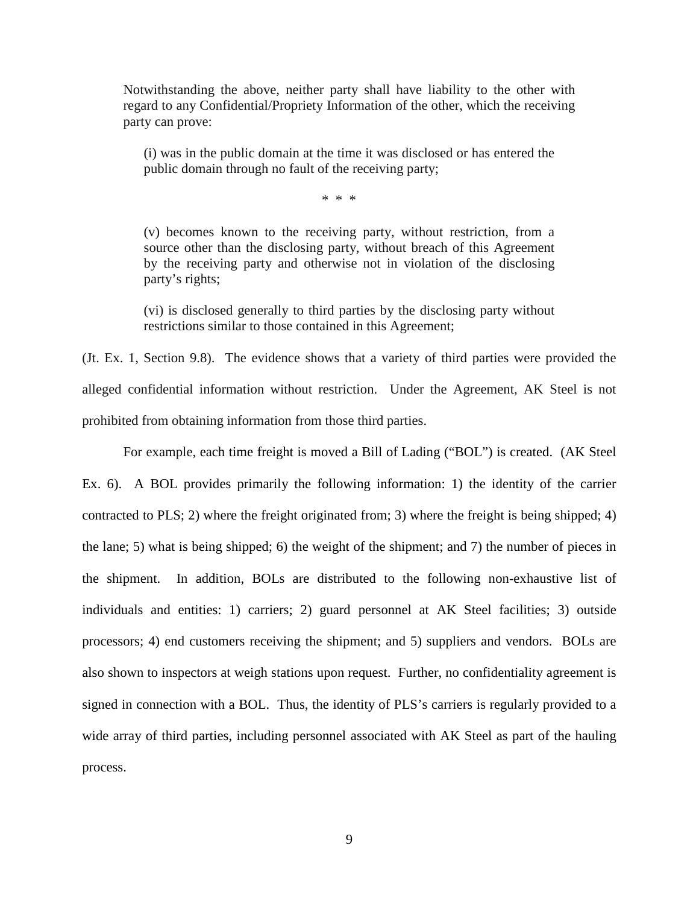> Notwithstanding the above, neither party shall have liability to the other with regard to any Confidential/Propriety Information of the other, which the receiving party can prove:
>
> > (i) was in the public domain at the time it was disclosed or has entered the public domain through no fault of the receiving party;
> >
> > * * *
> >
> > (v) becomes known to the receiving party, without restriction, from a source other than the disclosing party, without breach of this Agreement by the receiving party and otherwise not in violation of the disclosing party's rights;
> >
> > (vi) is disclosed generally to third parties by the disclosing party without restrictions similar to those contained in this Agreement;

(Jt. Ex. 1, Section 9.8). The evidence shows that a variety of third parties were provided the alleged confidential information without restriction. Under the Agreement, AK Steel is not prohibited from obtaining information from those third parties.

For example, each time freight is moved a Bill of Lading ("BOL") is created. (AK Steel Ex. 6). A BOL provides primarily the following information: 1) the identity of the carrier contracted to PLS; 2) where the freight originated from; 3) where the freight is being shipped; 4) the lane; 5) what is being shipped; 6) the weight of the shipment; and 7) the number of pieces in the shipment. In addition, BOLs are distributed to the following non-exhaustive list of individuals and entities: 1) carriers; 2) guard personnel at AK Steel facilities; 3) outside processors; 4) end customers receiving the shipment; and 5) suppliers and vendors. BOLs are also shown to inspectors at weigh stations upon request. Further, no confidentiality agreement is signed in connection with a BOL. Thus, the identity of PLS's carriers is regularly provided to a wide array of third parties, including personnel associated with AK Steel as part of the hauling process.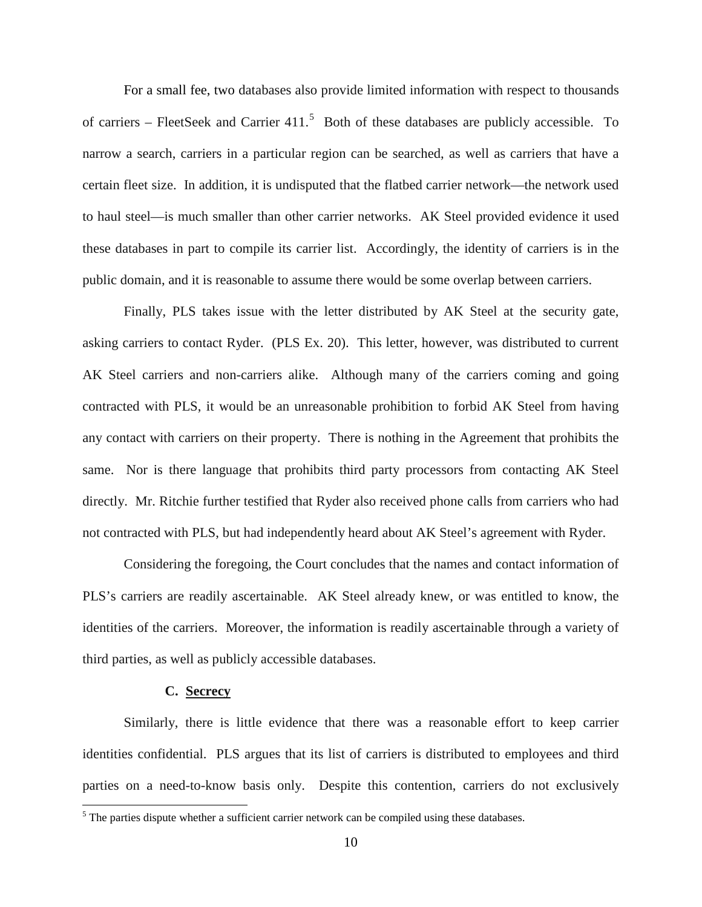For a small fee, two databases also provide limited information with respect to thousands of carriers – FleetSeek and Carrier 411.[5] Both of these databases are publicly accessible. To narrow a search, carriers in a particular region can be searched, as well as carriers that have a certain fleet size. In addition, it is undisputed that the flatbed carrier network—the network used to haul steel—is much smaller than other carrier networks. AK Steel provided evidence it used these databases in part to compile its carrier list. Accordingly, the identity of carriers is in the public domain, and it is reasonable to assume there would be some overlap between carriers.

Finally, PLS takes issue with the letter distributed by AK Steel at the security gate, asking carriers to contact Ryder. (PLS Ex. 20). This letter, however, was distributed to current AK Steel carriers and non-carriers alike. Although many of the carriers coming and going contracted with PLS, it would be an unreasonable prohibition to forbid AK Steel from having any contact with carriers on their property. There is nothing in the Agreement that prohibits the same. Nor is there language that prohibits third party processors from contacting AK Steel directly. Mr. Ritchie further testified that Ryder also received phone calls from carriers who had not contracted with PLS, but had independently heard about AK Steel's agreement with Ryder.

Considering the foregoing, the Court concludes that the names and contact information of PLS's carriers are readily ascertainable. AK Steel already knew, or was entitled to know, the identities of the carriers. Moreover, the information is readily ascertainable through a variety of third parties, as well as publicly accessible databases.

### C. Secrecy

Similarly, there is little evidence that there was a reasonable effort to keep carrier identities confidential. PLS argues that its list of carriers is distributed to employees and third parties on a need-to-know basis only. Despite this contention, carriers do not exclusively

[5] The parties dispute whether a sufficient carrier network can be compiled using these databases.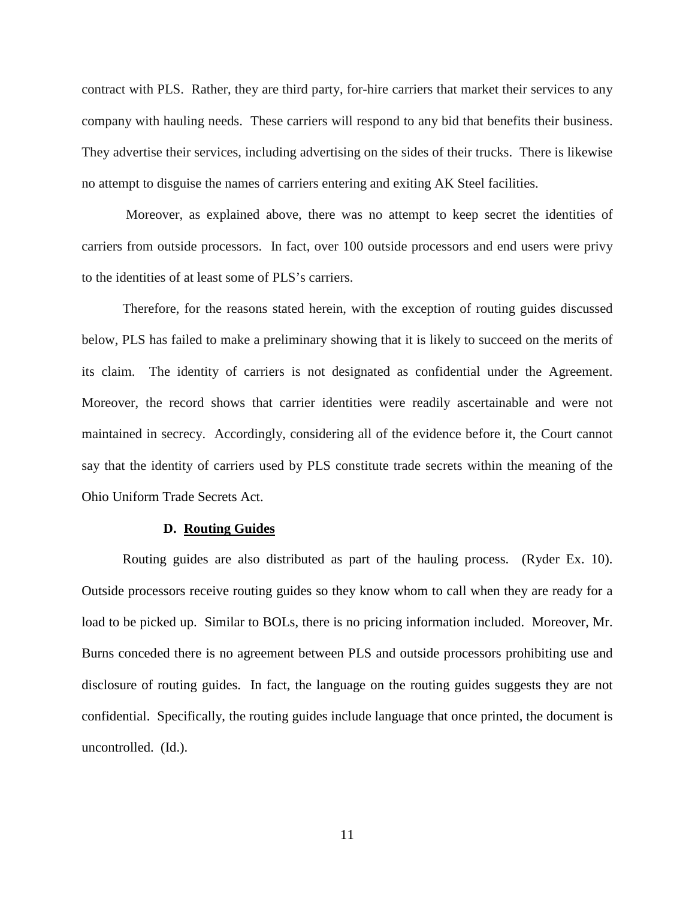contract with PLS. Rather, they are third party, for-hire carriers that market their services to any company with hauling needs. These carriers will respond to any bid that benefits their business. They advertise their services, including advertising on the sides of their trucks. There is likewise no attempt to disguise the names of carriers entering and exiting AK Steel facilities.

Moreover, as explained above, there was no attempt to keep secret the identities of carriers from outside processors. In fact, over 100 outside processors and end users were privy to the identities of at least some of PLS's carriers.

Therefore, for the reasons stated herein, with the exception of routing guides discussed below, PLS has failed to make a preliminary showing that it is likely to succeed on the merits of its claim. The identity of carriers is not designated as confidential under the Agreement. Moreover, the record shows that carrier identities were readily ascertainable and were not maintained in secrecy. Accordingly, considering all of the evidence before it, the Court cannot say that the identity of carriers used by PLS constitute trade secrets within the meaning of the Ohio Uniform Trade Secrets Act.

### D. Routing Guides

Routing guides are also distributed as part of the hauling process. (Ryder Ex. 10). Outside processors receive routing guides so they know whom to call when they are ready for a load to be picked up. Similar to BOLs, there is no pricing information included. Moreover, Mr. Burns conceded there is no agreement between PLS and outside processors prohibiting use and disclosure of routing guides. In fact, the language on the routing guides suggests they are not confidential. Specifically, the routing guides include language that once printed, the document is uncontrolled. (Id.).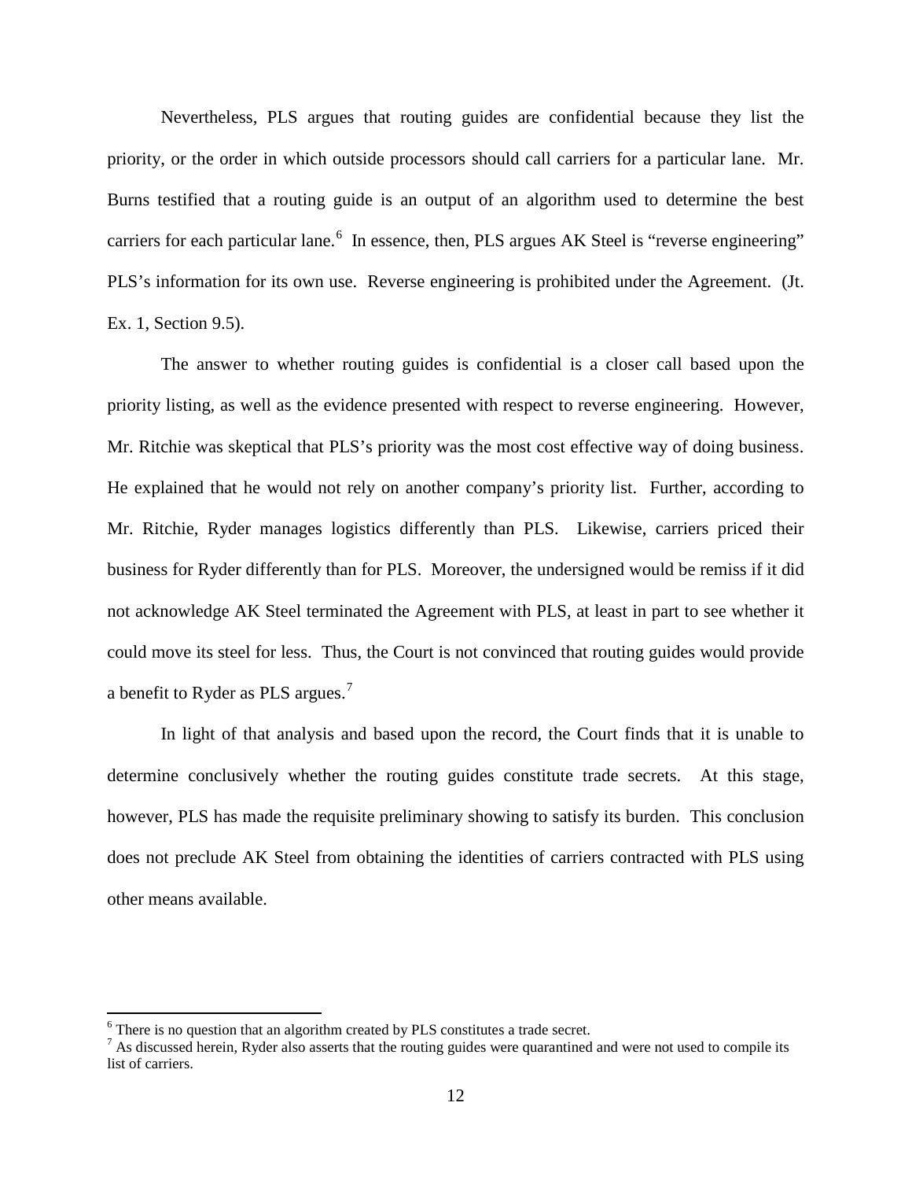Nevertheless, PLS argues that routing guides are confidential because they list the priority, or the order in which outside processors should call carriers for a particular lane. Mr. Burns testified that a routing guide is an output of an algorithm used to determine the best carriers for each particular lane.[6] In essence, then, PLS argues AK Steel is "reverse engineering" PLS's information for its own use. Reverse engineering is prohibited under the Agreement. (Jt. Ex. 1, Section 9.5).

The answer to whether routing guides is confidential is a closer call based upon the priority listing, as well as the evidence presented with respect to reverse engineering. However, Mr. Ritchie was skeptical that PLS's priority was the most cost effective way of doing business. He explained that he would not rely on another company's priority list. Further, according to Mr. Ritchie, Ryder manages logistics differently than PLS. Likewise, carriers priced their business for Ryder differently than for PLS. Moreover, the undersigned would be remiss if it did not acknowledge AK Steel terminated the Agreement with PLS, at least in part to see whether it could move its steel for less. Thus, the Court is not convinced that routing guides would provide a benefit to Ryder as PLS argues.[7]

In light of that analysis and based upon the record, the Court finds that it is unable to determine conclusively whether the routing guides constitute trade secrets. At this stage, however, PLS has made the requisite preliminary showing to satisfy its burden. This conclusion does not preclude AK Steel from obtaining the identities of carriers contracted with PLS using other means available.

---

[6] There is no question that an algorithm created by PLS constitutes a trade secret.

[7] As discussed herein, Ryder also asserts that the routing guides were quarantined and were not used to compile its list of carriers.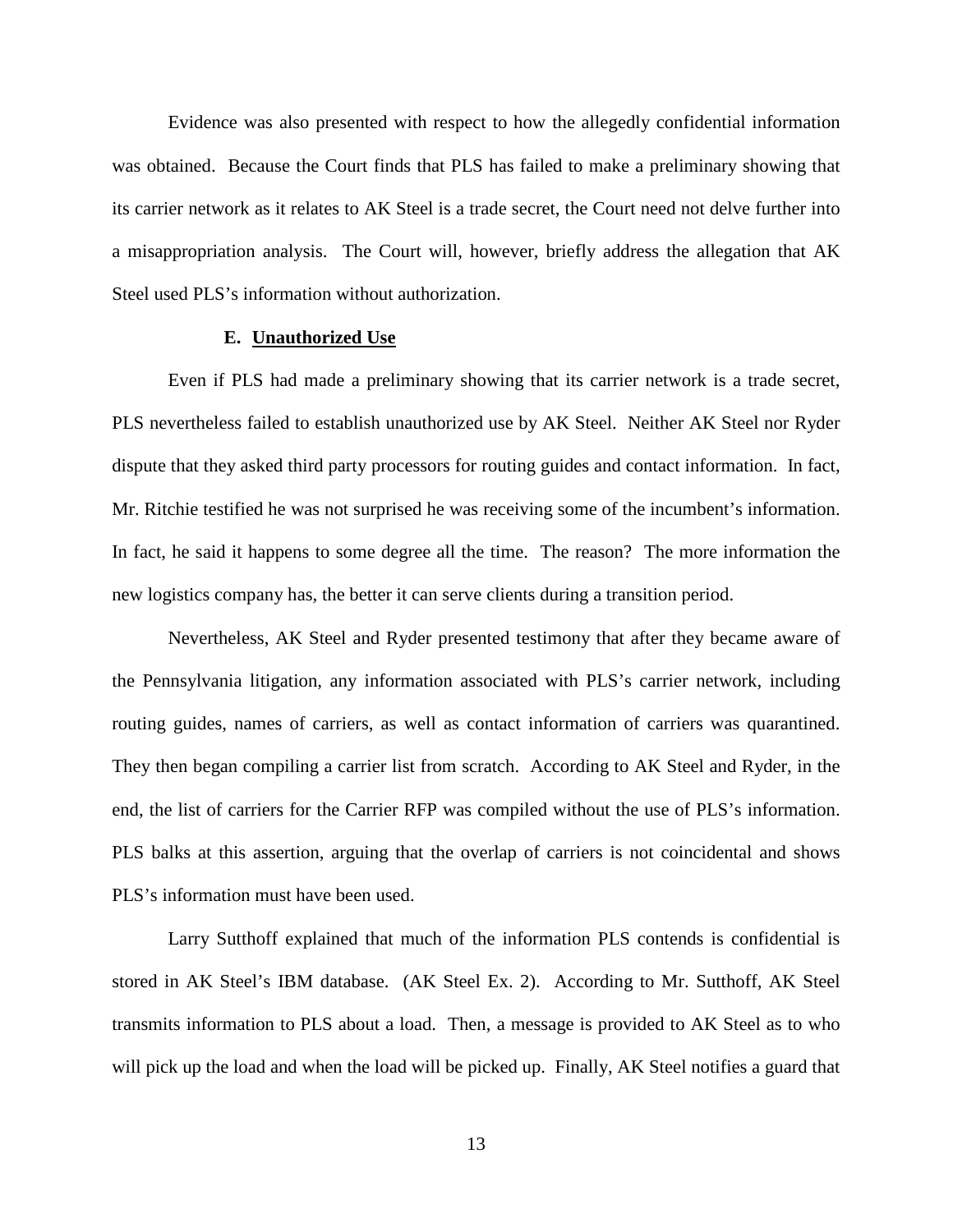Evidence was also presented with respect to how the allegedly confidential information was obtained. Because the Court finds that PLS has failed to make a preliminary showing that its carrier network as it relates to AK Steel is a trade secret, the Court need not delve further into a misappropriation analysis. The Court will, however, briefly address the allegation that AK Steel used PLS's information without authorization.

### E. Unauthorized Use

Even if PLS had made a preliminary showing that its carrier network is a trade secret, PLS nevertheless failed to establish unauthorized use by AK Steel. Neither AK Steel nor Ryder dispute that they asked third party processors for routing guides and contact information. In fact, Mr. Ritchie testified he was not surprised he was receiving some of the incumbent's information. In fact, he said it happens to some degree all the time. The reason? The more information the new logistics company has, the better it can serve clients during a transition period.

Nevertheless, AK Steel and Ryder presented testimony that after they became aware of the Pennsylvania litigation, any information associated with PLS's carrier network, including routing guides, names of carriers, as well as contact information of carriers was quarantined. They then began compiling a carrier list from scratch. According to AK Steel and Ryder, in the end, the list of carriers for the Carrier RFP was compiled without the use of PLS's information. PLS balks at this assertion, arguing that the overlap of carriers is not coincidental and shows PLS's information must have been used.

Larry Sutthoff explained that much of the information PLS contends is confidential is stored in AK Steel's IBM database. (AK Steel Ex. 2). According to Mr. Sutthoff, AK Steel transmits information to PLS about a load. Then, a message is provided to AK Steel as to who will pick up the load and when the load will be picked up. Finally, AK Steel notifies a guard that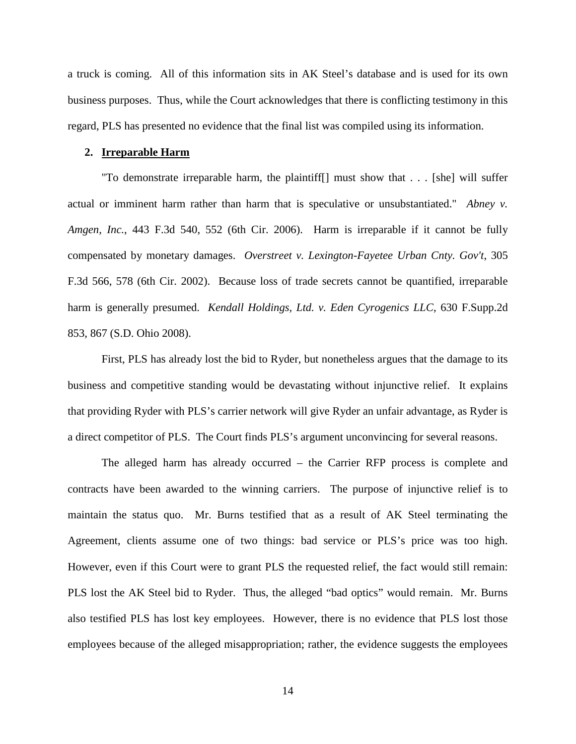a truck is coming. All of this information sits in AK Steel's database and is used for its own business purposes. Thus, while the Court acknowledges that there is conflicting testimony in this regard, PLS has presented no evidence that the final list was compiled using its information.

**2. Irreparable Harm**

"To demonstrate irreparable harm, the plaintiff[] must show that . . . [she] will suffer actual or imminent harm rather than harm that is speculative or unsubstantiated." *Abney v. Amgen, Inc.*, 443 F.3d 540, 552 (6th Cir. 2006). Harm is irreparable if it cannot be fully compensated by monetary damages. *Overstreet v. Lexington-Fayetee Urban Cnty. Gov't*, 305 F.3d 566, 578 (6th Cir. 2002). Because loss of trade secrets cannot be quantified, irreparable harm is generally presumed. *Kendall Holdings, Ltd. v. Eden Cyrogenics LLC*, 630 F.Supp.2d 853, 867 (S.D. Ohio 2008).

First, PLS has already lost the bid to Ryder, but nonetheless argues that the damage to its business and competitive standing would be devastating without injunctive relief. It explains that providing Ryder with PLS's carrier network will give Ryder an unfair advantage, as Ryder is a direct competitor of PLS. The Court finds PLS's argument unconvincing for several reasons.

The alleged harm has already occurred – the Carrier RFP process is complete and contracts have been awarded to the winning carriers. The purpose of injunctive relief is to maintain the status quo. Mr. Burns testified that as a result of AK Steel terminating the Agreement, clients assume one of two things: bad service or PLS's price was too high. However, even if this Court were to grant PLS the requested relief, the fact would still remain: PLS lost the AK Steel bid to Ryder. Thus, the alleged "bad optics" would remain. Mr. Burns also testified PLS has lost key employees. However, there is no evidence that PLS lost those employees because of the alleged misappropriation; rather, the evidence suggests the employees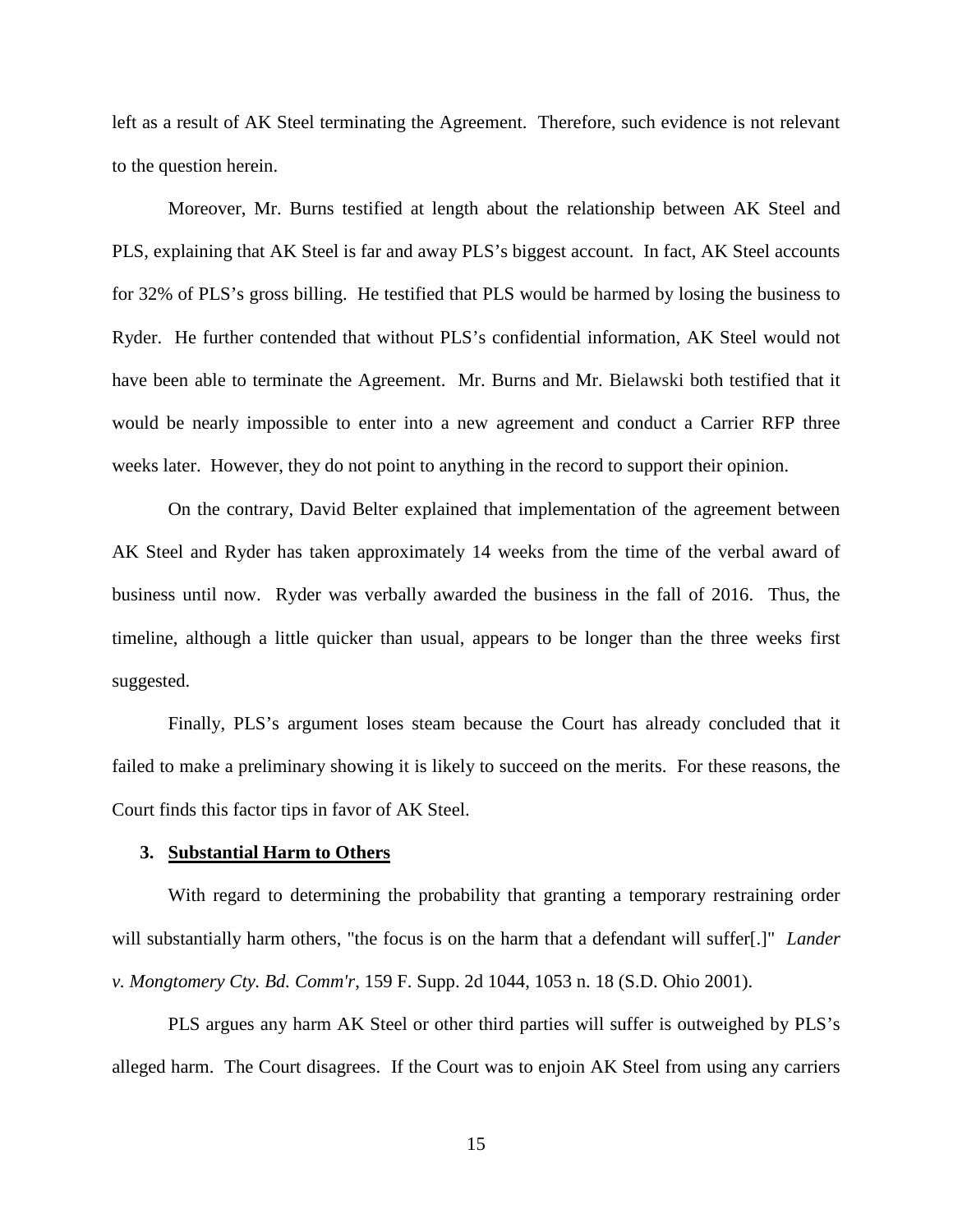left as a result of AK Steel terminating the Agreement. Therefore, such evidence is not relevant to the question herein.

Moreover, Mr. Burns testified at length about the relationship between AK Steel and PLS, explaining that AK Steel is far and away PLS's biggest account. In fact, AK Steel accounts for 32% of PLS's gross billing. He testified that PLS would be harmed by losing the business to Ryder. He further contended that without PLS's confidential information, AK Steel would not have been able to terminate the Agreement. Mr. Burns and Mr. Bielawski both testified that it would be nearly impossible to enter into a new agreement and conduct a Carrier RFP three weeks later. However, they do not point to anything in the record to support their opinion.

On the contrary, David Belter explained that implementation of the agreement between AK Steel and Ryder has taken approximately 14 weeks from the time of the verbal award of business until now. Ryder was verbally awarded the business in the fall of 2016. Thus, the timeline, although a little quicker than usual, appears to be longer than the three weeks first suggested.

Finally, PLS's argument loses steam because the Court has already concluded that it failed to make a preliminary showing it is likely to succeed on the merits. For these reasons, the Court finds this factor tips in favor of AK Steel.

### 3. <u>Substantial Harm to Others</u>

With regard to determining the probability that granting a temporary restraining order will substantially harm others, "the focus is on the harm that a defendant will suffer[.]" *Lander v. Mongtomery Cty. Bd. Comm'r*, 159 F. Supp. 2d 1044, 1053 n. 18 (S.D. Ohio 2001).

PLS argues any harm AK Steel or other third parties will suffer is outweighed by PLS's alleged harm. The Court disagrees. If the Court was to enjoin AK Steel from using any carriers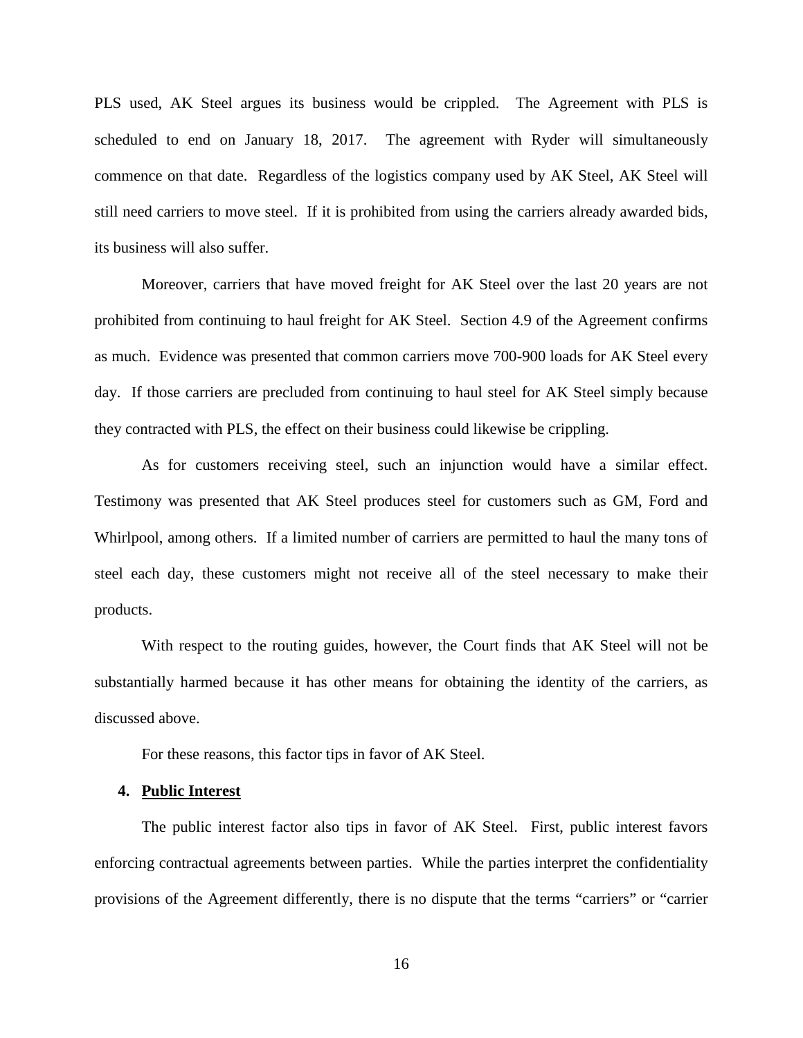PLS used, AK Steel argues its business would be crippled. The Agreement with PLS is scheduled to end on January 18, 2017. The agreement with Ryder will simultaneously commence on that date. Regardless of the logistics company used by AK Steel, AK Steel will still need carriers to move steel. If it is prohibited from using the carriers already awarded bids, its business will also suffer.

Moreover, carriers that have moved freight for AK Steel over the last 20 years are not prohibited from continuing to haul freight for AK Steel. Section 4.9 of the Agreement confirms as much. Evidence was presented that common carriers move 700-900 loads for AK Steel every day. If those carriers are precluded from continuing to haul steel for AK Steel simply because they contracted with PLS, the effect on their business could likewise be crippling.

As for customers receiving steel, such an injunction would have a similar effect. Testimony was presented that AK Steel produces steel for customers such as GM, Ford and Whirlpool, among others. If a limited number of carriers are permitted to haul the many tons of steel each day, these customers might not receive all of the steel necessary to make their products.

With respect to the routing guides, however, the Court finds that AK Steel will not be substantially harmed because it has other means for obtaining the identity of the carriers, as discussed above.

For these reasons, this factor tips in favor of AK Steel.

**4. Public Interest**

The public interest factor also tips in favor of AK Steel. First, public interest favors enforcing contractual agreements between parties. While the parties interpret the confidentiality provisions of the Agreement differently, there is no dispute that the terms "carriers" or "carrier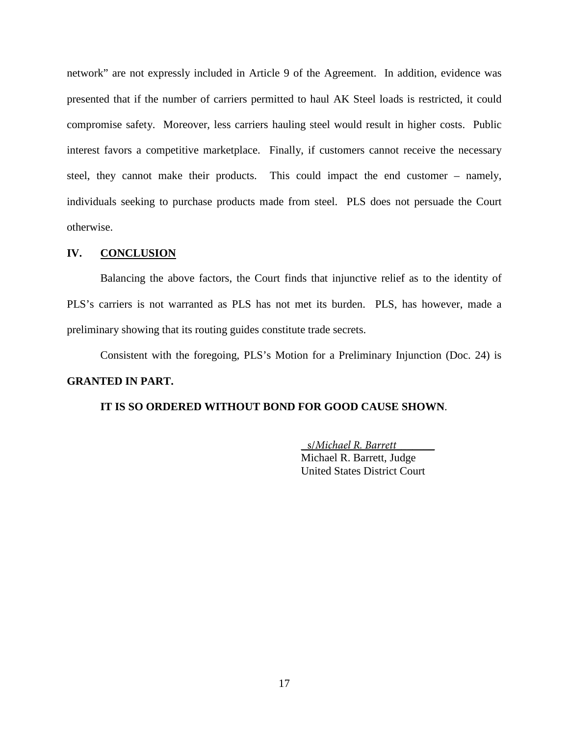network" are not expressly included in Article 9 of the Agreement. In addition, evidence was presented that if the number of carriers permitted to haul AK Steel loads is restricted, it could compromise safety. Moreover, less carriers hauling steel would result in higher costs. Public interest favors a competitive marketplace. Finally, if customers cannot receive the necessary steel, they cannot make their products. This could impact the end customer – namely, individuals seeking to purchase products made from steel. PLS does not persuade the Court otherwise.

## IV. CONCLUSION

Balancing the above factors, the Court finds that injunctive relief as to the identity of PLS's carriers is not warranted as PLS has not met its burden. PLS, has however, made a preliminary showing that its routing guides constitute trade secrets.

Consistent with the foregoing, PLS's Motion for a Preliminary Injunction (Doc. 24) is **GRANTED IN PART.**

**IT IS SO ORDERED WITHOUT BOND FOR GOOD CAUSE SHOWN**.

s/*Michael R. Barrett*
Michael R. Barrett, Judge
United States District Court